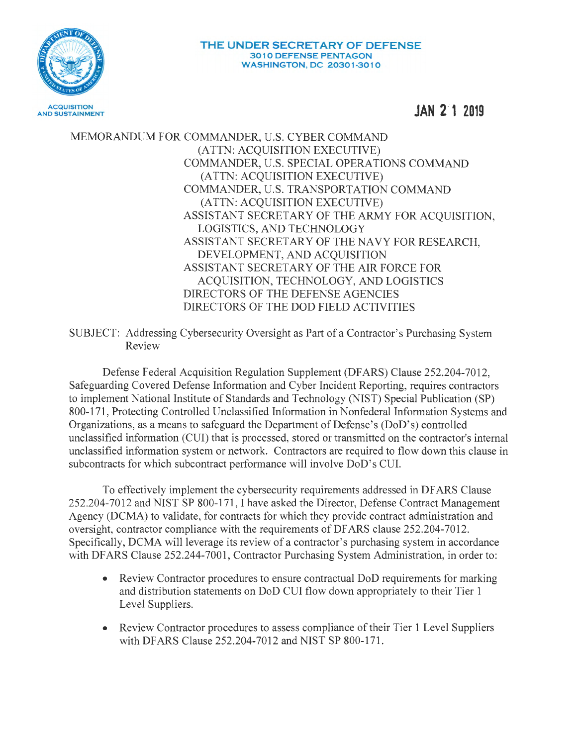ACQUISITION AND SUSTAINMENT

**THE UNDER SECRETARY OF DEFENSE**
**3010 DEFENSE PENTAGON**
**WASHINGTON, DC 20301-3010**

**JAN 21 2019**

MEMORANDUM FOR COMMANDER, U.S. CYBER COMMAND
(ATTN: ACQUISITION EXECUTIVE)
COMMANDER, U.S. SPECIAL OPERATIONS COMMAND
(ATTN: ACQUISITION EXECUTIVE)
COMMANDER, U.S. TRANSPORTATION COMMAND
(ATTN: ACQUISITION EXECUTIVE)
ASSISTANT SECRETARY OF THE ARMY FOR ACQUISITION, LOGISTICS, AND TECHNOLOGY
ASSISTANT SECRETARY OF THE NAVY FOR RESEARCH, DEVELOPMENT, AND ACQUISITION
ASSISTANT SECRETARY OF THE AIR FORCE FOR ACQUISITION, TECHNOLOGY, AND LOGISTICS
DIRECTORS OF THE DEFENSE AGENCIES
DIRECTORS OF THE DOD FIELD ACTIVITIES

SUBJECT: Addressing Cybersecurity Oversight as Part of a Contractor's Purchasing System Review

Defense Federal Acquisition Regulation Supplement (DFARS) Clause 252.204-7012, Safeguarding Covered Defense Information and Cyber Incident Reporting, requires contractors to implement National Institute of Standards and Technology (NIST) Special Publication (SP) 800-171, Protecting Controlled Unclassified Information in Nonfederal Information Systems and Organizations, as a means to safeguard the Department of Defense's (DoD's) controlled unclassified information (CUI) that is processed, stored or transmitted on the contractor's internal unclassified information system or network. Contractors are required to flow down this clause in subcontracts for which subcontract performance will involve DoD's CUI.

To effectively implement the cybersecurity requirements addressed in DFARS Clause 252.204-7012 and NIST SP 800-171, I have asked the Director, Defense Contract Management Agency (DCMA) to validate, for contracts for which they provide contract administration and oversight, contractor compliance with the requirements of DFARS clause 252.204-7012. Specifically, DCMA will leverage its review of a contractor's purchasing system in accordance with DFARS Clause 252.244-7001, Contractor Purchasing System Administration, in order to:

- Review Contractor procedures to ensure contractual DoD requirements for marking and distribution statements on DoD CUI flow down appropriately to their Tier 1 Level Suppliers.
- Review Contractor procedures to assess compliance of their Tier 1 Level Suppliers with DFARS Clause 252.204-7012 and NIST SP 800-171.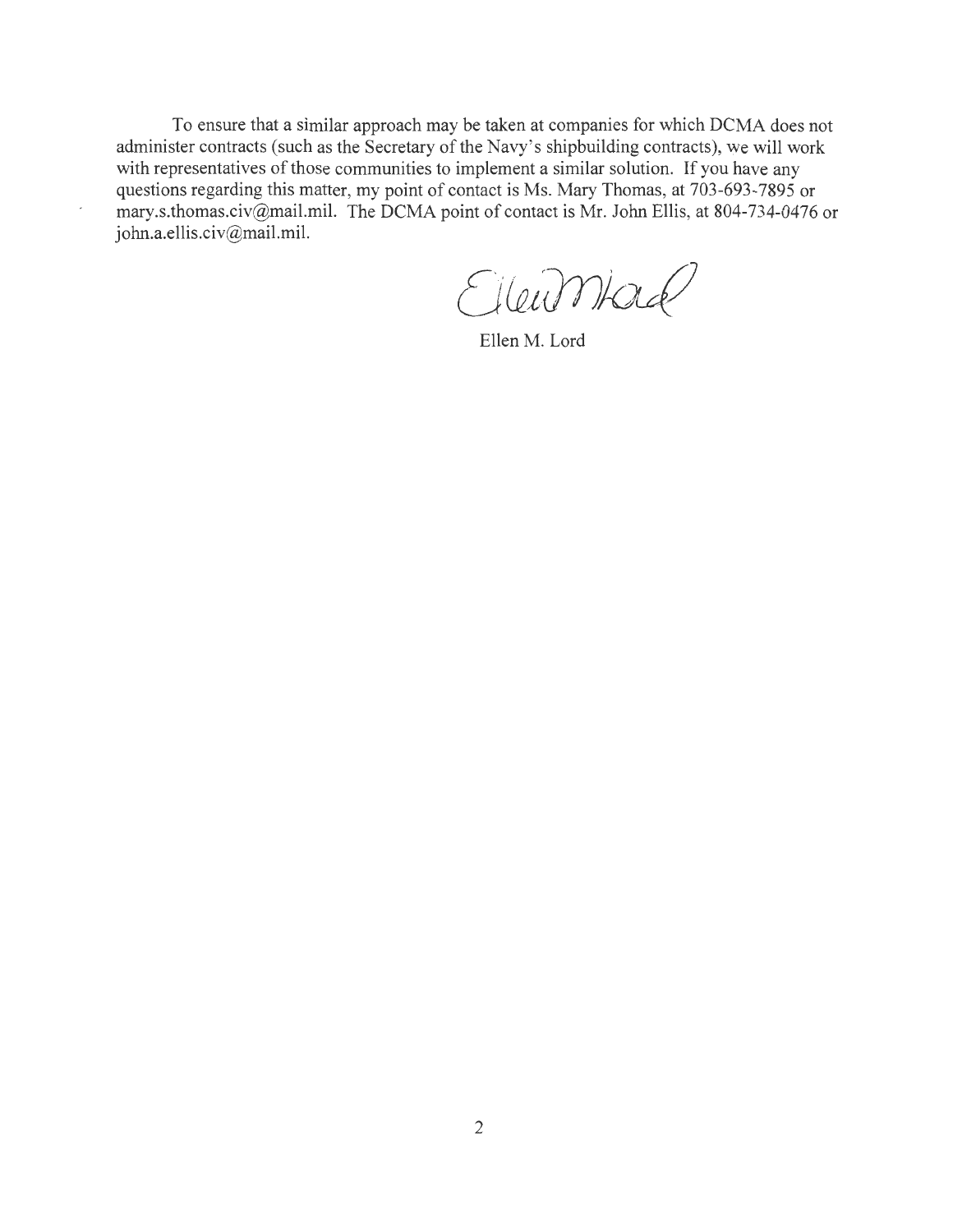To ensure that a similar approach may be taken at companies for which DCMA does not administer contracts (such as the Secretary of the Navy's shipbuilding contracts), we will work with representatives of those communities to implement a similar solution. If you have any questions regarding this matter, my point of contact is Ms. Mary Thomas, at 703-693-7895 or mary.s.thomas.civ@mail.mil. The DCMA point of contact is Mr. John Ellis, at 804-734-0476 or john.a.ellis.civ@mail.mil.

Ellen M. Lord